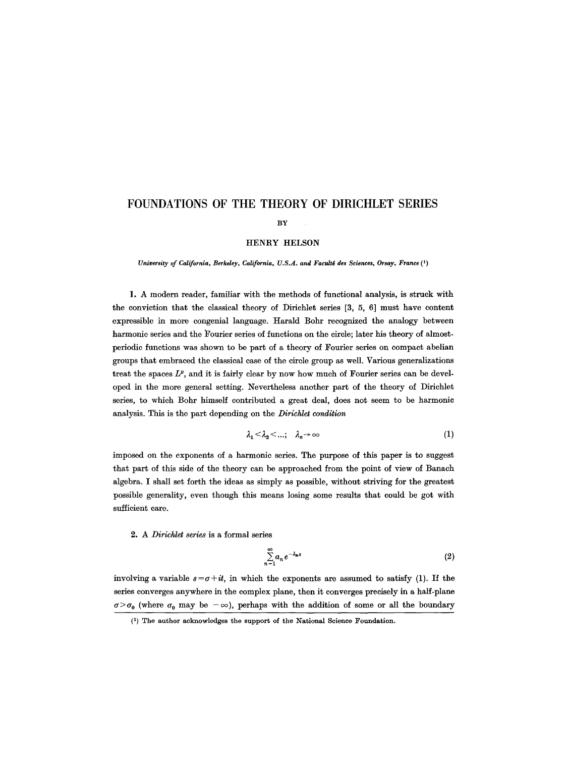# FOUNDATIONS OF THE THEORY OF DIRICHLET SERIES

BY

HENRY HELSON

*University of California, Berkeley, California, U.S.A. and Faculté des Sciences, Orsay, France* [1]

**1.** A modern reader, familiar with the methods of functional analysis, is struck with the conviction that the classical theory of Dirichlet series [3, 5, 6] must have content expressible in more congenial language. Harald Bohr recognized the analogy between harmonic series and the Fourier series of functions on the circle; later his theory of almost-periodic functions was shown to be part of a theory of Fourier series on compact abelian groups that embraced the classical case of the circle group as well. Various generalizations treat the spaces $L^p$, and it is fairly clear by now how much of Fourier series can be developed in the more general setting. Nevertheless another part of the theory of Dirichlet series, to which Bohr himself contributed a great deal, does not seem to be harmonic analysis. This is the part depending on the *Dirichlet condition*

$$\lambda_1 < \lambda_2 < \dots; \quad \lambda_n \to \infty \tag{1}$$

imposed on the exponents of a harmonic series. The purpose of this paper is to suggest that part of this side of the theory can be approached from the point of view of Banach algebra. I shall set forth the ideas as simply as possible, without striving for the greatest possible generality, even though this means losing some results that could be got with sufficient care.

**2.** A *Dirichlet series* is a formal series

$$\sum_{n=1}^{\infty} a_n e^{-\lambda_n s} \tag{2}$$

involving a variable $s = \sigma + it$, in which the exponents are assumed to satisfy (1). If the series converges anywhere in the complex plane, then it converges precisely in a half-plane $\sigma > \sigma_0$ (where $\sigma_0$ may be $-\infty$), perhaps with the addition of some or all the boundary

[1] The author acknowledges the support of the National Science Foundation.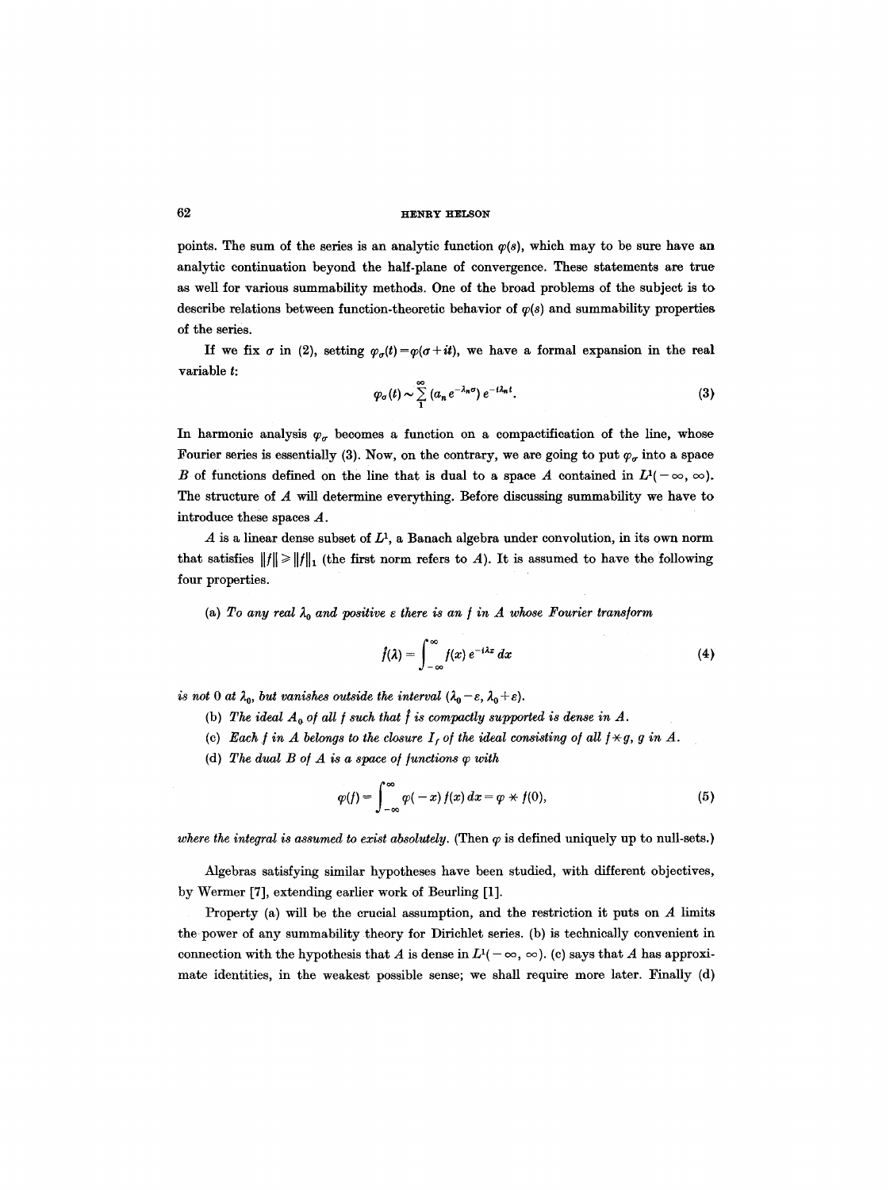points. The sum of the series is an analytic function $\varphi(s)$, which may to be sure have an analytic continuation beyond the half-plane of convergence. These statements are true as well for various summability methods. One of the broad problems of the subject is to describe relations between function-theoretic behavior of $\varphi(s)$ and summability properties of the series.

If we fix $\sigma$ in (2), setting $\varphi_\sigma(t) = \varphi(\sigma + it)$, we have a formal expansion in the real variable $t$:

$$\varphi_\sigma(t) \sim \sum_{1}^{\infty} (a_n e^{-\lambda_n \sigma}) e^{-i\lambda_n t}. \tag{3}$$

In harmonic analysis $\varphi_\sigma$ becomes a function on a compactification of the line, whose Fourier series is essentially (3). Now, on the contrary, we are going to put $\varphi_\sigma$ into a space $B$ of functions defined on the line that is dual to a space $A$ contained in $L^1(-\infty, \infty)$. The structure of $A$ will determine everything. Before discussing summability we have to introduce these spaces $A$.

$A$ is a linear dense subset of $L^1$, a Banach algebra under convolution, in its own norm that satisfies $\|f\| \geq \|f\|_1$ (the first norm refers to $A$). It is assumed to have the following four properties.

(a) *To any real $\lambda_0$ and positive $\varepsilon$ there is an $f$ in $A$ whose Fourier transform*

$$\hat{f}(\lambda) = \int_{-\infty}^{\infty} f(x) e^{-i\lambda x} dx \tag{4}$$

*is not 0 at $\lambda_0$, but vanishes outside the interval $(\lambda_0 - \varepsilon, \lambda_0 + \varepsilon)$.*

(b) *The ideal $A_0$ of all $f$ such that $\hat{f}$ is compactly supported is dense in $A$.*

(c) *Each $f$ in $A$ belongs to the closure $I_f$ of the ideal consisting of all $f * g$, $g$ in $A$.*

(d) *The dual $B$ of $A$ is a space of functions $\varphi$ with*

$$\varphi(f) = \int_{-\infty}^{\infty} \varphi(-x) f(x) dx = \varphi * f(0), \tag{5}$$

*where the integral is assumed to exist absolutely.* (Then $\varphi$ is defined uniquely up to null-sets.)

Algebras satisfying similar hypotheses have been studied, with different objectives, by Wermer [7], extending earlier work of Beurling [1].

Property (a) will be the crucial assumption, and the restriction it puts on $A$ limits the power of any summability theory for Dirichlet series. (b) is technically convenient in connection with the hypothesis that $A$ is dense in $L^1(-\infty, \infty)$. (c) says that $A$ has approximate identities, in the weakest possible sense; we shall require more later. Finally (d)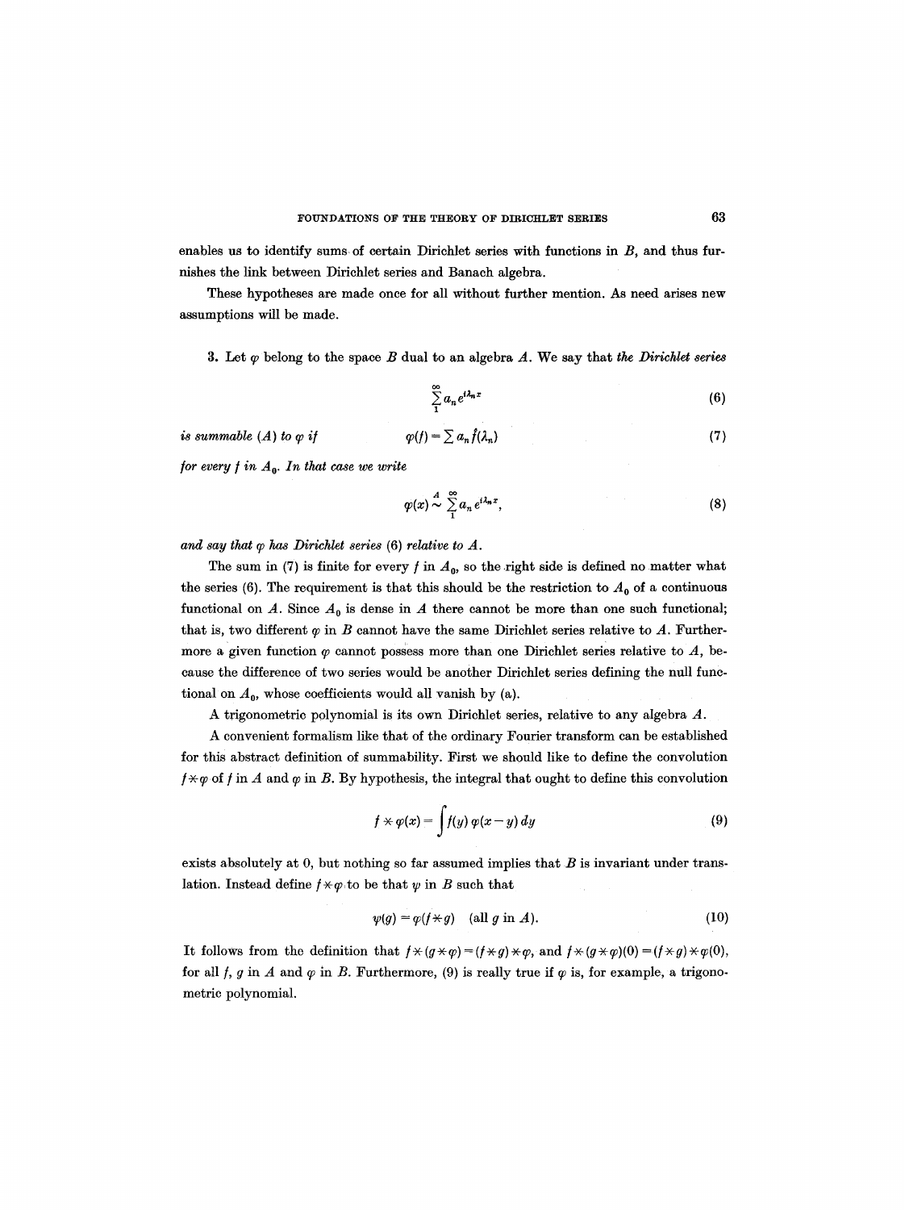enables us to identify sums of certain Dirichlet series with functions in $B$, and thus furnishes the link between Dirichlet series and Banach algebra.

These hypotheses are made once for all without further mention. As need arises new assumptions will be made.

3. Let $\varphi$ belong to the space $B$ dual to an algebra $A$. We say that *the Dirichlet series*

$$\sum_1^{\infty} a_n e^{i\lambda_n x} \tag{6}$$

*is summable* $(A)$ *to* $\varphi$ *if*

$$\varphi(f) = \sum a_n \hat{f}(\lambda_n) \tag{7}$$

*for every* $f$ *in* $A_0$. *In that case we write*

$$\varphi(x) \overset{A}{\sim} \sum_1^{\infty} a_n e^{i\lambda_n x}, \tag{8}$$

*and say that* $\varphi$ *has Dirichlet series* (6) *relative to* $A$.

The sum in (7) is finite for every $f$ in $A_0$, so the right side is defined no matter what the series (6). The requirement is that this should be the restriction to $A_0$ of a continuous functional on $A$. Since $A_0$ is dense in $A$ there cannot be more than one such functional; that is, two different $\varphi$ in $B$ cannot have the same Dirichlet series relative to $A$. Furthermore a given function $\varphi$ cannot possess more than one Dirichlet series relative to $A$, because the difference of two series would be another Dirichlet series defining the null functional on $A_0$, whose coefficients would all vanish by (a).

A trigonometric polynomial is its own Dirichlet series, relative to any algebra $A$.

A convenient formalism like that of the ordinary Fourier transform can be established for this abstract definition of summability. First we should like to define the convolution $f \times \varphi$ of $f$ in $A$ and $\varphi$ in $B$. By hypothesis, the integral that ought to define this convolution

$$f \times \varphi(x) = \int f(y)\, \varphi(x-y)\, dy \tag{9}$$

exists absolutely at 0, but nothing so far assumed implies that $B$ is invariant under translation. Instead define $f \times \varphi$ to be that $\psi$ in $B$ such that

$$\psi(g) = \varphi(f \times g) \quad (\text{all } g \text{ in } A). \tag{10}$$

It follows from the definition that $f \times (g \times \varphi) = (f \times g) \times \varphi$, and $f \times (g \times \varphi)(0) = (f \times g) \times \varphi(0)$, for all $f$, $g$ in $A$ and $\varphi$ in $B$. Furthermore, (9) is really true if $\varphi$ is, for example, a trigonometric polynomial.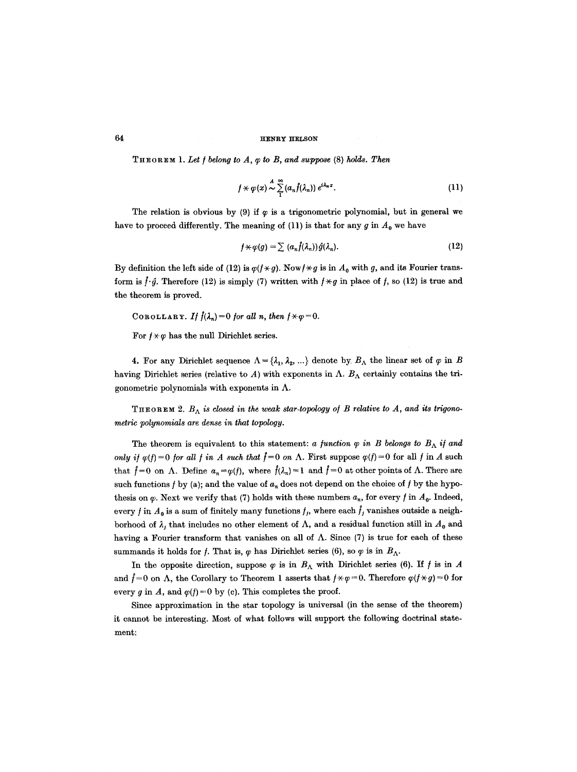**Theorem 1.** *Let $f$ belong to $A$, $\varphi$ to $B$, and suppose* (8) *holds. Then*

$$f * \varphi(x) \overset{A}{\sim} \sum_{1}^{\infty} (a_n \hat{f}(\lambda_n))\, e^{i\lambda_n x}. \tag{11}$$

The relation is obvious by (9) if $\varphi$ is a trigonometric polynomial, but in general we have to proceed differently. The meaning of (11) is that for any $g$ in $A_0$ we have

$$f * \varphi(g) = \sum (a_n \hat{f}(\lambda_n)) \hat{g}(\lambda_n). \tag{12}$$

By definition the left side of (12) is $\varphi(f * g)$. Now $f * g$ is in $A_0$ with $g$, and its Fourier transform is $\hat{f} \cdot \hat{g}$. Therefore (12) is simply (7) written with $f * g$ in place of $f$, so (12) is true and the theorem is proved.

**Corollary.** *If $\hat{f}(\lambda_n) = 0$ for all $n$, then $f * \varphi = 0$.*

For $f * \varphi$ has the null Dirichlet series.

4. For any Dirichlet sequence $\Lambda = \{\lambda_1, \lambda_2, \ldots\}$ denote by $B_\Lambda$ the linear set of $\varphi$ in $B$ having Dirichlet series (relative to $A$) with exponents in $\Lambda$. $B_\Lambda$ certainly contains the trigonometric polynomials with exponents in $\Lambda$.

**Theorem 2.** *$B_\Lambda$ is closed in the weak star-topology of $B$ relative to $A$, and its trigonometric polynomials are dense in that topology.*

The theorem is equivalent to this statement: *a function $\varphi$ in $B$ belongs to $B_\Lambda$ if and only if $\varphi(f) = 0$ for all $f$ in $A$ such that $\hat{f} = 0$ on $\Lambda$.* First suppose $\varphi(f) = 0$ for all $f$ in $A$ such that $\hat{f} = 0$ on $\Lambda$. Define $a_n = \varphi(f)$, where $\hat{f}(\lambda_n) = 1$ and $\hat{f} = 0$ at other points of $\Lambda$. There are such functions $f$ by (a); and the value of $a_n$ does not depend on the choice of $f$ by the hypothesis on $\varphi$. Next we verify that (7) holds with these numbers $a_n$, for every $f$ in $A_0$. Indeed, every $f$ in $A_0$ is a sum of finitely many functions $f_j$, where each $\hat{f}_j$ vanishes outside a neighborhood of $\lambda_j$ that includes no other element of $\Lambda$, and a residual function still in $A_0$ and having a Fourier transform that vanishes on all of $\Lambda$. Since (7) is true for each of these summands it holds for $f$. That is, $\varphi$ has Dirichlet series (6), so $\varphi$ is in $B_\Lambda$.

In the opposite direction, suppose $\varphi$ is in $B_\Lambda$ with Dirichlet series (6). If $f$ is in $A$ and $\hat{f} = 0$ on $\Lambda$, the Corollary to Theorem 1 asserts that $f * \varphi = 0$. Therefore $\varphi(f * g) = 0$ for every $g$ in $A$, and $\varphi(f) = 0$ by (c). This completes the proof.

Since approximation in the star topology is universal (in the sense of the theorem) it cannot be interesting. Most of what follows will support the following doctrinal statement: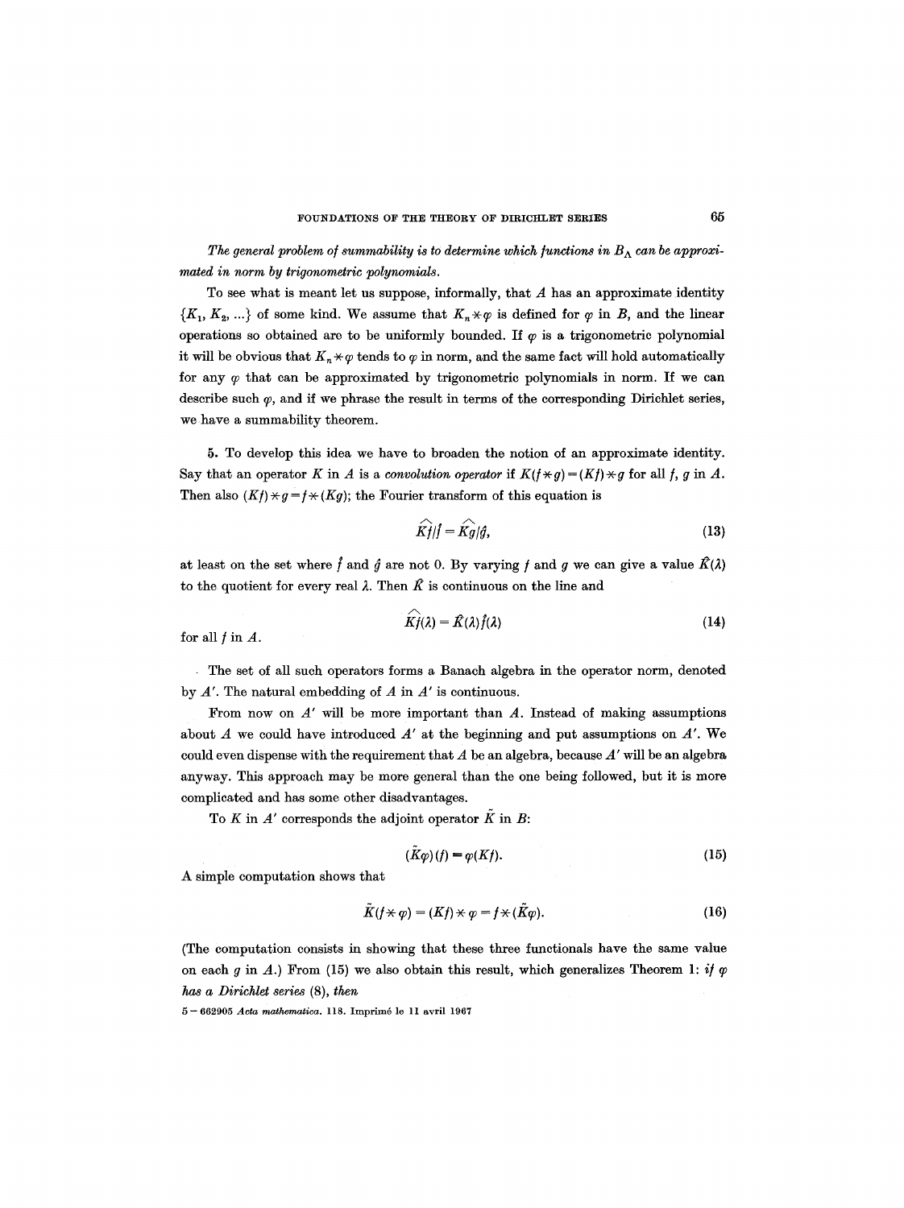*The general problem of summability is to determine which functions in $B_\Lambda$ can be approximated in norm by trigonometric polynomials.*

To see what is meant let us suppose, informally, that $A$ has an approximate identity $\{K_1, K_2, \ldots\}$ of some kind. We assume that $K_n * \varphi$ is defined for $\varphi$ in $B$, and the linear operations so obtained are to be uniformly bounded. If $\varphi$ is a trigonometric polynomial it will be obvious that $K_n * \varphi$ tends to $\varphi$ in norm, and the same fact will hold automatically for any $\varphi$ that can be approximated by trigonometric polynomials in norm. If we can describe such $\varphi$, and if we phrase the result in terms of the corresponding Dirichlet series, we have a summability theorem.

5. To develop this idea we have to broaden the notion of an approximate identity. Say that an operator $K$ in $A$ is a *convolution operator* if $K(f * g) = (Kf) * g$ for all $f$, $g$ in $A$. Then also $(Kf) * g = f * (Kg)$; the Fourier transform of this equation is

$$\widehat{Kf}/\hat{f} = \widehat{Kg}/\hat{g}, \tag{13}$$

at least on the set where $\hat{f}$ and $\hat{g}$ are not 0. By varying $f$ and $g$ we can give a value $\hat{K}(\lambda)$ to the quotient for every real $\lambda$. Then $\hat{K}$ is continuous on the line and

$$\widehat{Kf}(\lambda) = \hat{K}(\lambda)\hat{f}(\lambda) \tag{14}$$

for all $f$ in $A$.

The set of all such operators forms a Banach algebra in the operator norm, denoted by $A'$. The natural embedding of $A$ in $A'$ is continuous.

From now on $A'$ will be more important than $A$. Instead of making assumptions about $A$ we could have introduced $A'$ at the beginning and put assumptions on $A'$. We could even dispense with the requirement that $A$ be an algebra, because $A'$ will be an algebra anyway. This approach may be more general than the one being followed, but it is more complicated and has some other disadvantages.

To $K$ in $A'$ corresponds the adjoint operator $\tilde{K}$ in $B$:

$$(\tilde{K}\varphi)(f) = \varphi(Kf). \tag{15}$$

A simple computation shows that

$$\tilde{K}(f * \varphi) = (Kf) * \varphi = f * (\tilde{K}\varphi). \tag{16}$$

(The computation consists in showing that these three functionals have the same value on each $g$ in $A$.) From (15) we also obtain this result, which generalizes Theorem 1: *if $\varphi$ has a Dirichlet series* (8), *then*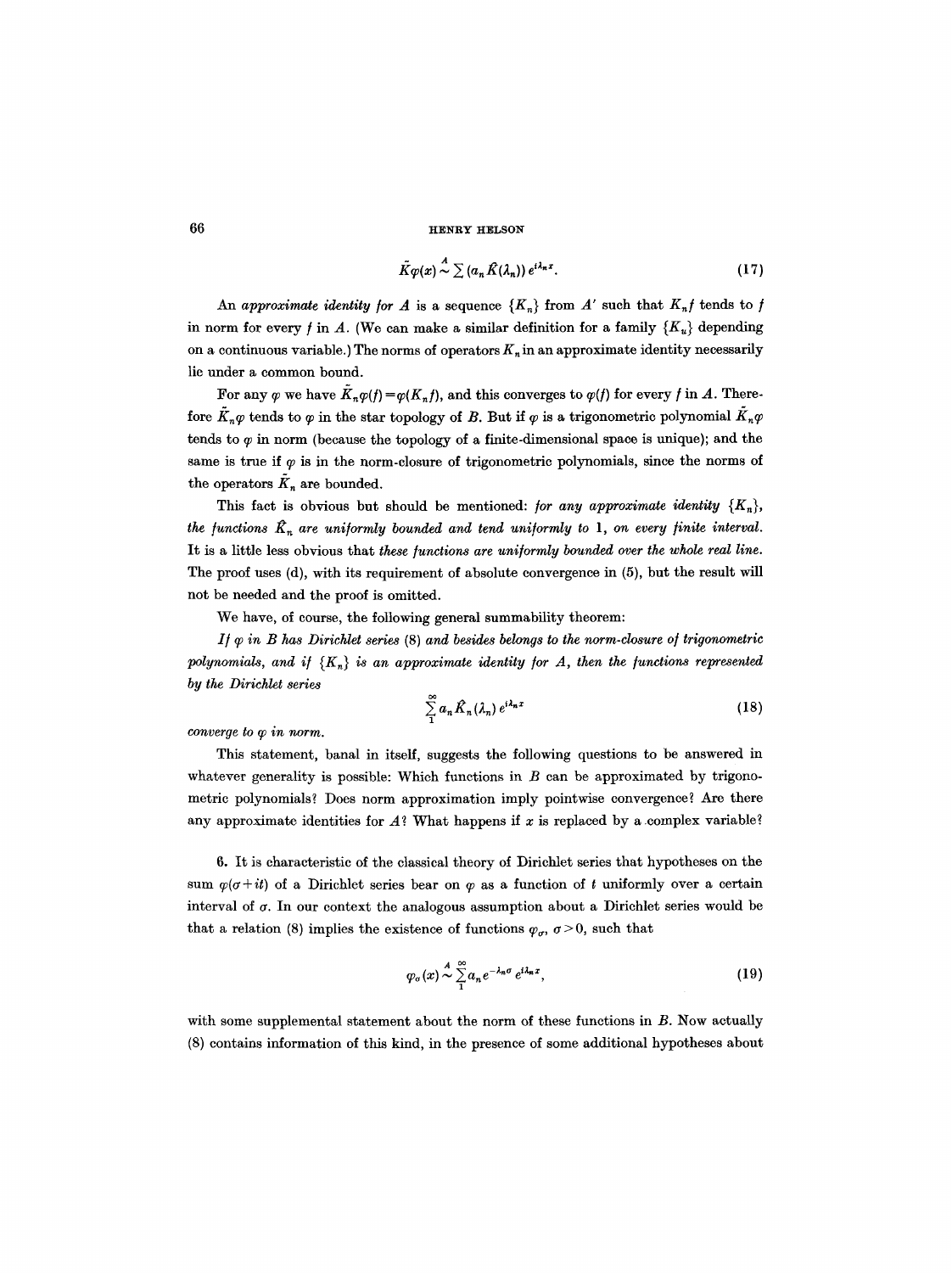$$\tilde{K}\varphi(x) \overset{A}{\sim} \sum (a_n \hat{K}(\lambda_n))\, e^{i\lambda_n x}. \tag{17}$$

An *approximate identity for* $A$ is a sequence $\{K_n\}$ from $A'$ such that $K_n f$ tends to $f$ in norm for every $f$ in $A$. (We can make a similar definition for a family $\{K_u\}$ depending on a continuous variable.) The norms of operators $K_n$ in an approximate identity necessarily lie under a common bound.

For any $\varphi$ we have $\tilde{K}_n\varphi(f) = \varphi(K_n f)$, and this converges to $\varphi(f)$ for every $f$ in $A$. Therefore $\tilde{K}_n\varphi$ tends to $\varphi$ in the star topology of $B$. But if $\varphi$ is a trigonometric polynomial $\tilde{K}_n\varphi$ tends to $\varphi$ in norm (because the topology of a finite-dimensional space is unique); and the same is true if $\varphi$ is in the norm-closure of trigonometric polynomials, since the norms of the operators $\tilde{K}_n$ are bounded.

This fact is obvious but should be mentioned: *for any approximate identity* $\{K_n\}$, *the functions* $\hat{K}_n$ *are uniformly bounded and tend uniformly to* 1, *on every finite interval.* It is a little less obvious that *these functions are uniformly bounded over the whole real line.* The proof uses (d), with its requirement of absolute convergence in (5), but the result will not be needed and the proof is omitted.

We have, of course, the following general summability theorem:

*If* $\varphi$ *in* $B$ *has Dirichlet series* (8) *and besides belongs to the norm-closure of trigonometric polynomials, and if* $\{K_n\}$ *is an approximate identity for* $A$, *then the functions represented by the Dirichlet series*

$$\sum_{1}^{\infty} a_n \hat{K}_n(\lambda_n)\, e^{i\lambda_n x} \tag{18}$$

*converge to* $\varphi$ *in norm.*

This statement, banal in itself, suggests the following questions to be answered in whatever generality is possible: Which functions in $B$ can be approximated by trigonometric polynomials? Does norm approximation imply pointwise convergence? Are there any approximate identities for $A$? What happens if $x$ is replaced by a complex variable?

6. It is characteristic of the classical theory of Dirichlet series that hypotheses on the sum $\varphi(\sigma + it)$ of a Dirichlet series bear on $\varphi$ as a function of $t$ uniformly over a certain interval of $\sigma$. In our context the analogous assumption about a Dirichlet series would be that a relation (8) implies the existence of functions $\varphi_\sigma$, $\sigma > 0$, such that

$$\varphi_\sigma(x) \overset{A}{\sim} \sum_{1}^{\infty} a_n e^{-\lambda_n \sigma} e^{i\lambda_n x}, \tag{19}$$

with some supplemental statement about the norm of these functions in $B$. Now actually (8) contains information of this kind, in the presence of some additional hypotheses about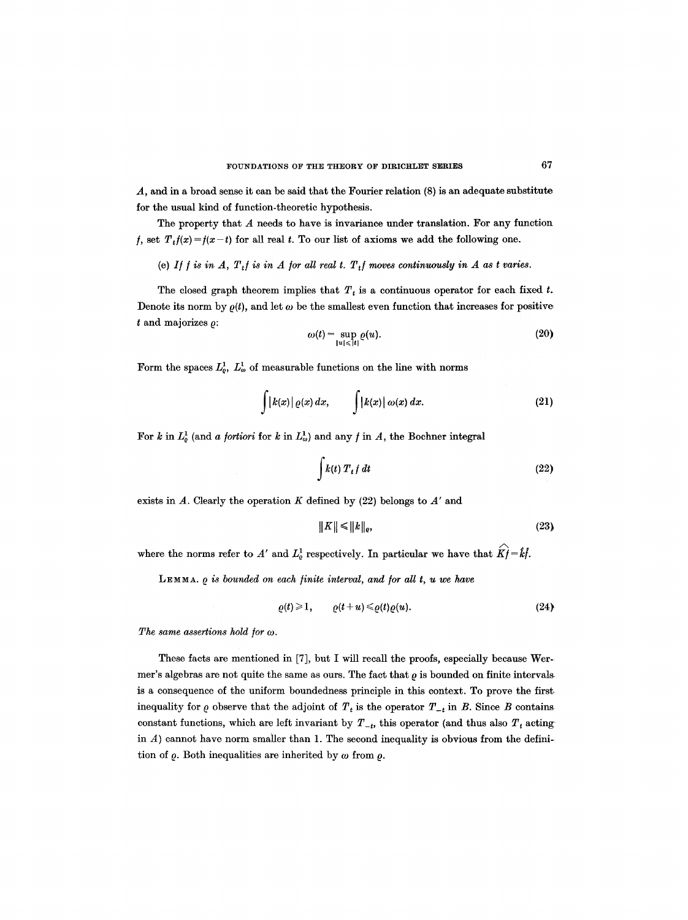$A$, and in a broad sense it can be said that the Fourier relation (8) is an adequate substitute for the usual kind of function-theoretic hypothesis.

The property that $A$ needs to have is invariance under translation. For any function $f$, set $T_t f(x) = f(x-t)$ for all real $t$. To our list of axioms we add the following one.

(e) *If $f$ is in $A$, $T_t f$ is in $A$ for all real $t$. $T_t f$ moves continuously in $A$ as $t$ varies.*

The closed graph theorem implies that $T_t$ is a continuous operator for each fixed $t$. Denote its norm by $\varrho(t)$, and let $\omega$ be the smallest even function that increases for positive $t$ and majorizes $\varrho$:

$$\omega(t) = \sup_{|u| \leqslant |t|} \varrho(u). \tag{20}$$

Form the spaces $L^1_\varrho$, $L^1_\omega$ of measurable functions on the line with norms

$$\int |k(x)|\, \varrho(x)\, dx, \qquad \int |k(x)|\, \omega(x)\, dx. \tag{21}$$

For $k$ in $L^1_\varrho$ (and *a fortiori* for $k$ in $L^1_\omega$) and any $f$ in $A$, the Bochner integral

$$\int k(t)\, T_t f\, dt \tag{22}$$

exists in $A$. Clearly the operation $K$ defined by (22) belongs to $A'$ and

$$\|K\| \leqslant \|k\|_\varrho, \tag{23}$$

where the norms refer to $A'$ and $L^1_\varrho$ respectively. In particular we have that $\widehat{Kf} = \hat{k}\hat{f}$.

LEMMA. *$\varrho$ is bounded on each finite interval, and for all $t$, $u$ we have*

$$\varrho(t) \geqslant 1, \qquad \varrho(t+u) \leqslant \varrho(t)\varrho(u). \tag{24}$$

*The same assertions hold for $\omega$.*

These facts are mentioned in [7], but I will recall the proofs, especially because Wermer's algebras are not quite the same as ours. The fact that $\varrho$ is bounded on finite intervals is a consequence of the uniform boundedness principle in this context. To prove the first inequality for $\varrho$ observe that the adjoint of $T_t$ is the operator $T_{-t}$ in $B$. Since $B$ contains constant functions, which are left invariant by $T_{-t}$, this operator (and thus also $T_t$ acting in $A$) cannot have norm smaller than 1. The second inequality is obvious from the definition of $\varrho$. Both inequalities are inherited by $\omega$ from $\varrho$.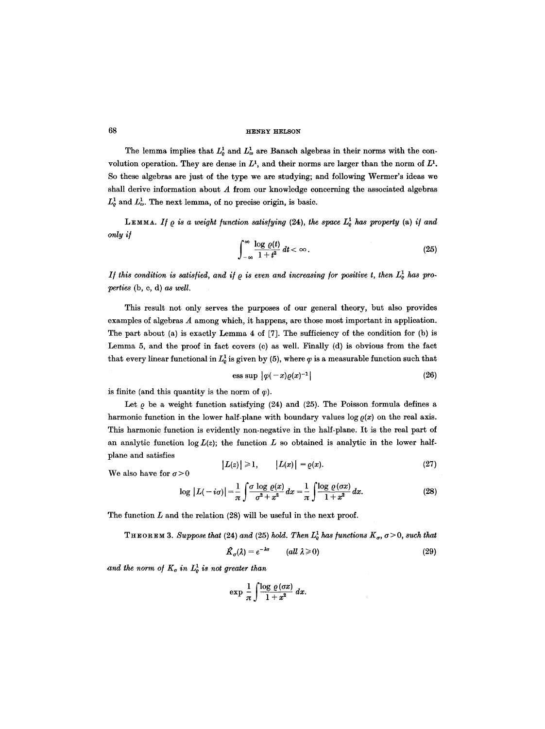The lemma implies that $L^1_\varrho$ and $L^1_\omega$ are Banach algebras in their norms with the convolution operation. They are dense in $L^1$, and their norms are larger than the norm of $L^1$. So these algebras are just of the type we are studying; and following Wermer's ideas we shall derive information about $A$ from our knowledge concerning the associated algebras $L^1_\varrho$ and $L^1_\omega$. The next lemma, of no precise origin, is basic.

LEMMA. *If $\varrho$ is a weight function satisfying* (24), *the space $L^1_\varrho$ has property* (a) *if and only if*

$$\int_{-\infty}^{\infty} \frac{\log \varrho(t)}{1+t^2}\, dt < \infty. \tag{25}$$

*If this condition is satisfied, and if $\varrho$ is even and increasing for positive $t$, then $L^1_\varrho$ has properties* (b, c, d) *as well.*

This result not only serves the purposes of our general theory, but also provides examples of algebras $A$ among which, it happens, are those most important in application. The part about (a) is exactly Lemma 4 of [7]. The sufficiency of the condition for (b) is Lemma 5, and the proof in fact covers (c) as well. Finally (d) is obvious from the fact that every linear functional in $L^1_\varrho$ is given by (5), where $\varphi$ is a measurable function such that

$$\text{ess sup } |\varphi(-x)\varrho(x)^{-1}| \tag{26}$$

is finite (and this quantity is the norm of $\varphi$).

Let $\varrho$ be a weight function satisfying (24) and (25). The Poisson formula defines a harmonic function in the lower half-plane with boundary values $\log \varrho(x)$ on the real axis. This harmonic function is evidently non-negative in the half-plane. It is the real part of an analytic function $\log L(z)$; the function $L$ so obtained is analytic in the lower half-plane and satisfies

$$|L(z)| \geqslant 1, \qquad |L(x)| = \varrho(x). \tag{27}$$

We also have for $\sigma > 0$

$$\log |L(-i\sigma)| = \frac{1}{\pi}\int \frac{\sigma \log \varrho(x)}{\sigma^2 + x^2}\, dx = \frac{1}{\pi}\int \frac{\log \varrho(\sigma x)}{1+x^2}\, dx. \tag{28}$$

The function $L$ and the relation (28) will be useful in the next proof.

THEOREM 3. *Suppose that* (24) *and* (25) *hold. Then $L^1_\varrho$ has functions $K_\sigma$, $\sigma > 0$, such that*

$$\hat{K}_\sigma(\lambda) = e^{-\lambda\sigma} \qquad (\text{all } \lambda \geqslant 0) \tag{29}$$

*and the norm of $K_\sigma$ in $L^1_\varrho$ is not greater than*

$$\exp \frac{1}{\pi}\int \frac{\log \varrho(\sigma x)}{1+x^2}\, dx.$$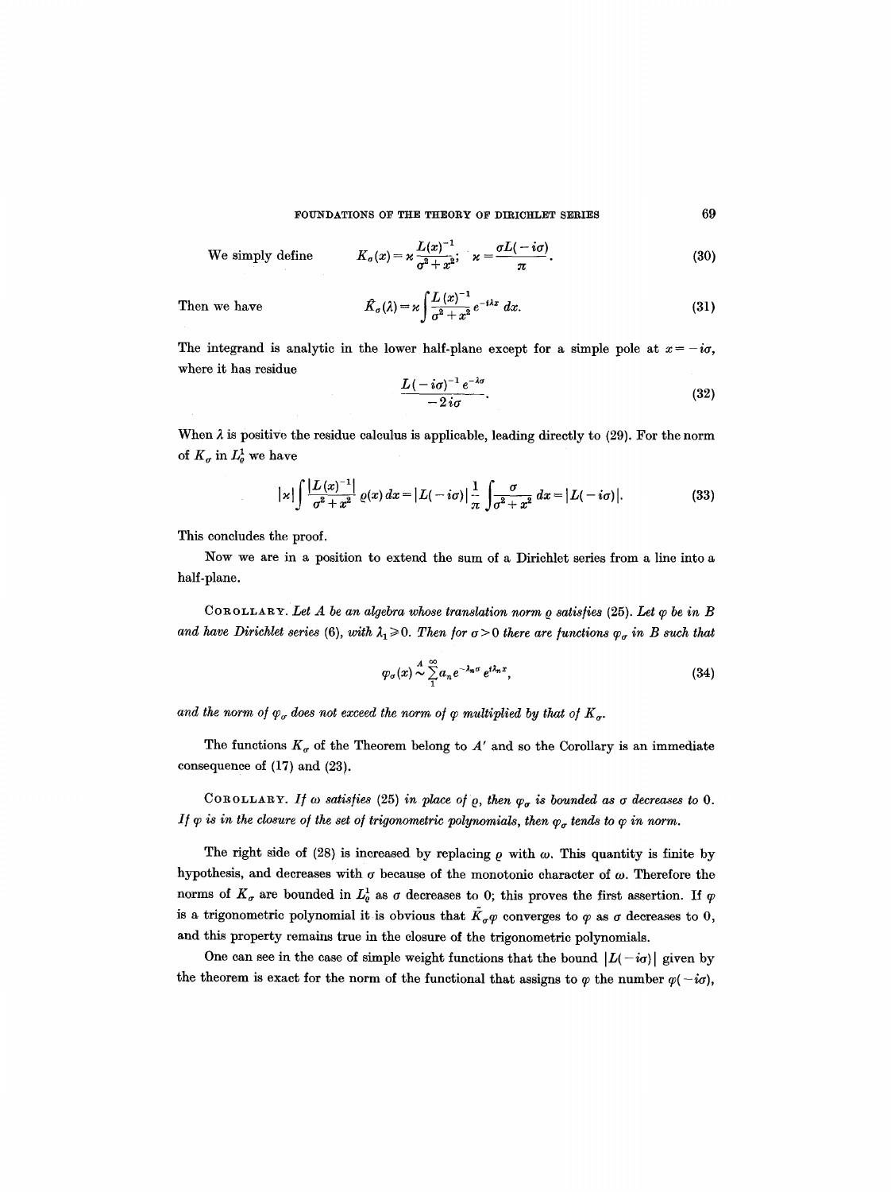We simply define
$$K_\sigma(x) = \varkappa \frac{L(x)^{-1}}{\sigma^2 + x^2}; \quad \varkappa = \frac{\sigma L(-i\sigma)}{\pi}. \tag{30}$$

Then we have
$$\hat{K}_\sigma(\lambda) = \varkappa \int \frac{L(x)^{-1}}{\sigma^2 + x^2} e^{-i\lambda x}\, dx. \tag{31}$$

The integrand is analytic in the lower half-plane except for a simple pole at $x = -i\sigma$, where it has residue
$$\frac{L(-i\sigma)^{-1} e^{-\lambda\sigma}}{-2i\sigma}. \tag{32}$$

When $\lambda$ is positive the residue calculus is applicable, leading directly to (29). For the norm of $K_\sigma$ in $L^1_\varrho$ we have
$$|\varkappa| \int \frac{|L(x)^{-1}|}{\sigma^2 + x^2} \varrho(x)\, dx = |L(-i\sigma)| \frac{1}{\pi} \int \frac{\sigma}{\sigma^2 + x^2}\, dx = |L(-i\sigma)|. \tag{33}$$

This concludes the proof.

Now we are in a position to extend the sum of a Dirichlet series from a line into a half-plane.

COROLLARY. *Let $A$ be an algebra whose translation norm $\varrho$ satisfies (25). Let $\varphi$ be in $B$ and have Dirichlet series (6), with $\lambda_1 \geq 0$. Then for $\sigma > 0$ there are functions $\varphi_\sigma$ in $B$ such that*
$$\varphi_\sigma(x) \overset{A}{\sim} \sum_1^\infty a_n e^{-\lambda_n \sigma} e^{i\lambda_n x}, \tag{34}$$
*and the norm of $\varphi_\sigma$ does not exceed the norm of $\varphi$ multiplied by that of $K_\sigma$.*

The functions $K_\sigma$ of the Theorem belong to $A'$ and so the Corollary is an immediate consequence of (17) and (23).

COROLLARY. *If $\omega$ satisfies (25) in place of $\varrho$, then $\varphi_\sigma$ is bounded as $\sigma$ decreases to 0. If $\varphi$ is in the closure of the set of trigonometric polynomials, then $\varphi_\sigma$ tends to $\varphi$ in norm.*

The right side of (28) is increased by replacing $\varrho$ with $\omega$. This quantity is finite by hypothesis, and decreases with $\sigma$ because of the monotonic character of $\omega$. Therefore the norms of $K_\sigma$ are bounded in $L^1_\varrho$ as $\sigma$ decreases to 0; this proves the first assertion. If $\varphi$ is a trigonometric polynomial it is obvious that $\tilde{K}_\sigma \varphi$ converges to $\varphi$ as $\sigma$ decreases to 0, and this property remains true in the closure of the trigonometric polynomials.

One can see in the case of simple weight functions that the bound $|L(-i\sigma)|$ given by the theorem is exact for the norm of the functional that assigns to $\varphi$ the number $\varphi(-i\sigma)$,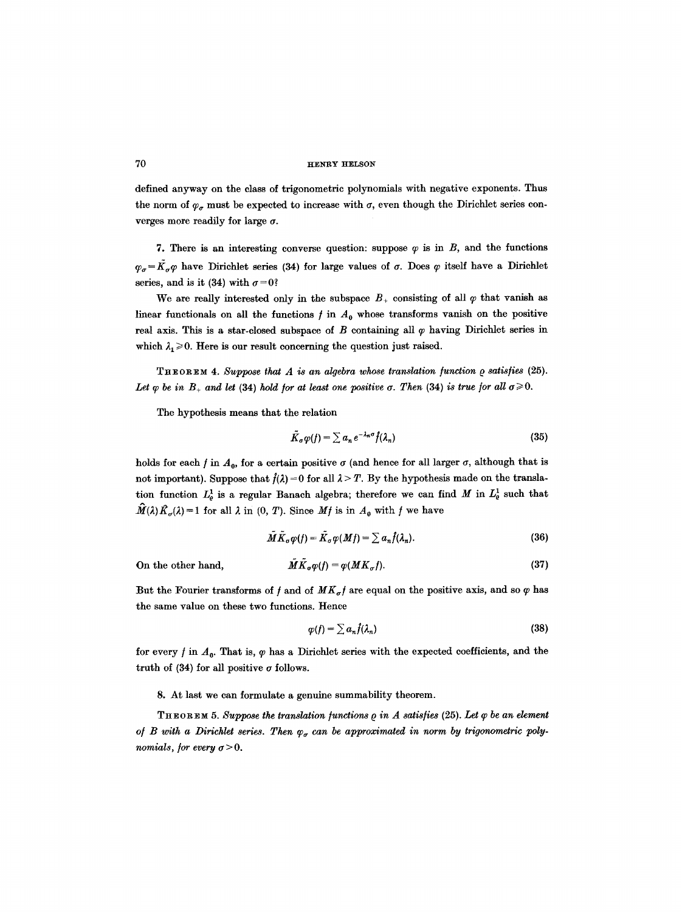defined anyway on the class of trigonometric polynomials with negative exponents. Thus the norm of $\varphi_\sigma$ must be expected to increase with $\sigma$, even though the Dirichlet series converges more readily for large $\sigma$.

7. There is an interesting converse question: suppose $\varphi$ is in $B$, and the functions $\varphi_\sigma = \tilde{K}_\sigma \varphi$ have Dirichlet series (34) for large values of $\sigma$. Does $\varphi$ itself have a Dirichlet series, and is it (34) with $\sigma = 0$?

We are really interested only in the subspace $B_+$ consisting of all $\varphi$ that vanish as linear functionals on all the functions $f$ in $A_0$ whose transforms vanish on the positive real axis. This is a star-closed subspace of $B$ containing all $\varphi$ having Dirichlet series in which $\lambda_1 \geqslant 0$. Here is our result concerning the question just raised.

THEOREM 4. *Suppose that $A$ is an algebra whose translation function $\varrho$ satisfies (25). Let $\varphi$ be in $B_+$ and let (34) hold for at least one positive $\sigma$. Then (34) is true for all $\sigma \geqslant 0$.*

The hypothesis means that the relation

$$\tilde{K}_\sigma \varphi(f) = \sum a_n e^{-\lambda_n \sigma} \hat{f}(\lambda_n) \tag{35}$$

holds for each $f$ in $A_0$, for a certain positive $\sigma$ (and hence for all larger $\sigma$, although that is not important). Suppose that $\hat{f}(\lambda) = 0$ for all $\lambda > T$. By the hypothesis made on the translation function $L^1_\varrho$ is a regular Banach algebra; therefore we can find $M$ in $L^1_\varrho$ such that $\hat{M}(\lambda)\hat{K}_\sigma(\lambda) = 1$ for all $\lambda$ in $(0, T)$. Since $Mf$ is in $A_0$ with $f$ we have

$$\tilde{M}\tilde{K}_\sigma \varphi(f) = \tilde{K}_\sigma \varphi(Mf) = \sum a_n \hat{f}(\lambda_n). \tag{36}$$

On the other hand,

$$\tilde{M}\tilde{K}_\sigma \varphi(f) = \varphi(MK_\sigma f). \tag{37}$$

But the Fourier transforms of $f$ and of $MK_\sigma f$ are equal on the positive axis, and so $\varphi$ has the same value on these two functions. Hence

$$\varphi(f) = \sum a_n \hat{f}(\lambda_n) \tag{38}$$

for every $f$ in $A_0$. That is, $\varphi$ has a Dirichlet series with the expected coefficients, and the truth of (34) for all positive $\sigma$ follows.

8. At last we can formulate a genuine summability theorem.

THEOREM 5. *Suppose the translation functions $\varrho$ in $A$ satisfies (25). Let $\varphi$ be an element of $B$ with a Dirichlet series. Then $\varphi_\sigma$ can be approximated in norm by trigonometric polynomials, for every $\sigma > 0$.*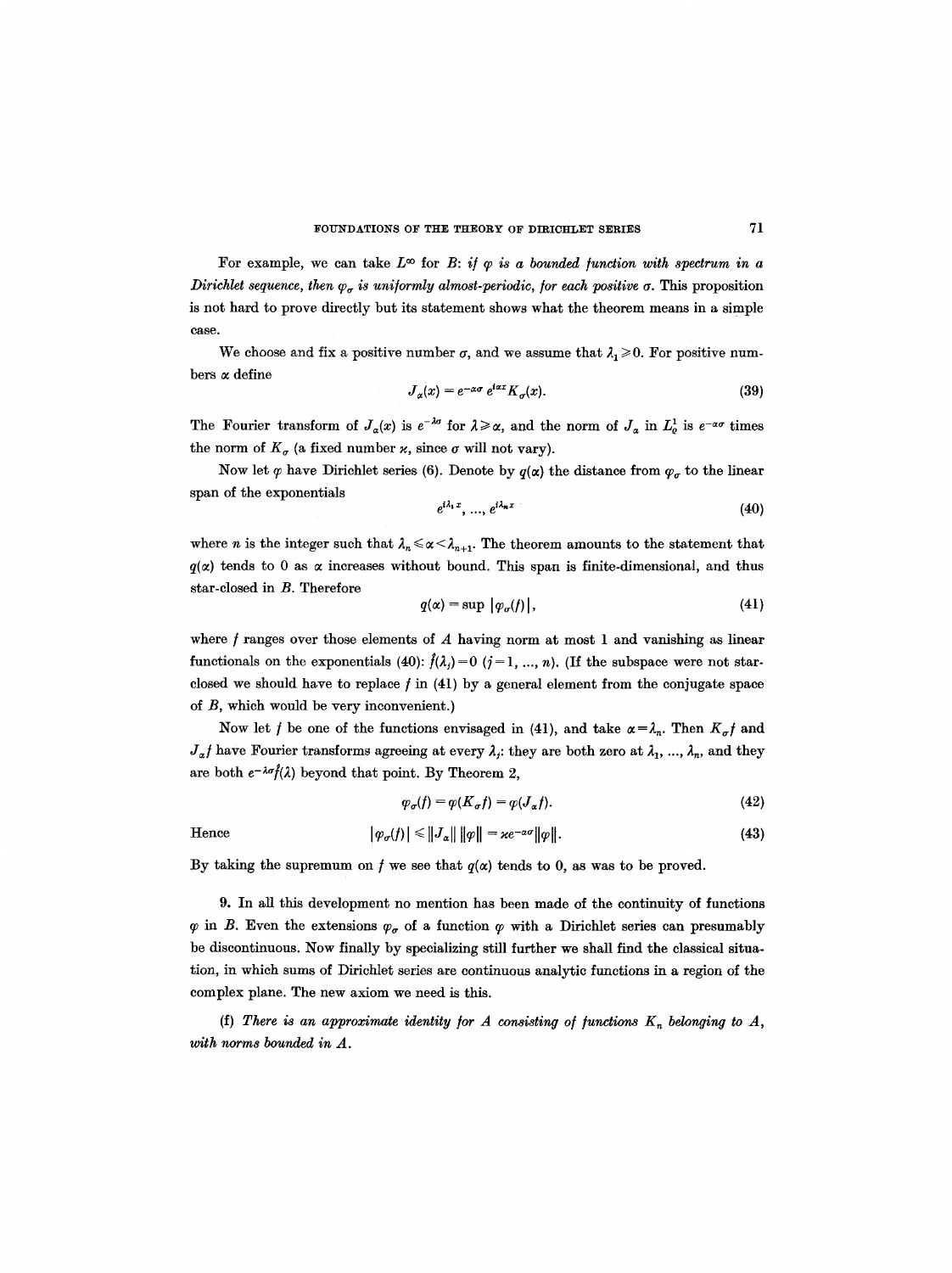For example, we can take $L^\infty$ for $B$: *if $\varphi$ is a bounded function with spectrum in a Dirichlet sequence, then $\varphi_\sigma$ is uniformly almost-periodic, for each positive $\sigma$.* This proposition is not hard to prove directly but its statement shows what the theorem means in a simple case.

We choose and fix a positive number $\sigma$, and we assume that $\lambda_1 \geqslant 0$. For positive numbers $\alpha$ define

$$J_\alpha(x) = e^{-\alpha\sigma}\, e^{i\alpha x} K_\sigma(x). \tag{39}$$

The Fourier transform of $J_\alpha(x)$ is $e^{-\lambda\sigma}$ for $\lambda \geqslant \alpha$, and the norm of $J_\alpha$ in $L^1_\varrho$ is $e^{-\alpha\sigma}$ times the norm of $K_\sigma$ (a fixed number $\varkappa$, since $\sigma$ will not vary).

Now let $\varphi$ have Dirichlet series (6). Denote by $q(\alpha)$ the distance from $\varphi_\sigma$ to the linear span of the exponentials

$$e^{i\lambda_1 x}, \ldots, e^{i\lambda_n x} \tag{40}$$

where $n$ is the integer such that $\lambda_n \leqslant \alpha < \lambda_{n+1}$. The theorem amounts to the statement that $q(\alpha)$ tends to 0 as $\alpha$ increases without bound. This span is finite-dimensional, and thus star-closed in $B$. Therefore

$$q(\alpha) = \sup |\varphi_\sigma(f)|, \tag{41}$$

where $f$ ranges over those elements of $A$ having norm at most 1 and vanishing as linear functionals on the exponentials (40): $\hat{f}(\lambda_j) = 0$ $(j = 1, \ldots, n)$. (If the subspace were not star-closed we should have to replace $f$ in (41) by a general element from the conjugate space of $B$, which would be very inconvenient.)

Now let $f$ be one of the functions envisaged in (41), and take $\alpha = \lambda_n$. Then $K_\sigma f$ and $J_\alpha f$ have Fourier transforms agreeing at every $\lambda_j$: they are both zero at $\lambda_1, \ldots, \lambda_n$, and they are both $e^{-\lambda\sigma}\hat{f}(\lambda)$ beyond that point. By Theorem 2,

$$\varphi_\sigma(f) = \varphi(K_\sigma f) = \varphi(J_\alpha f). \tag{42}$$

Hence

$$|\varphi_\sigma(f)| \leqslant \|J_\alpha\|\,\|\varphi\| = \varkappa e^{-\alpha\sigma}\|\varphi\|. \tag{43}$$

By taking the supremum on $f$ we see that $q(\alpha)$ tends to 0, as was to be proved.

9. In all this development no mention has been made of the continuity of functions $\varphi$ in $B$. Even the extensions $\varphi_\sigma$ of a function $\varphi$ with a Dirichlet series can presumably be discontinuous. Now finally by specializing still further we shall find the classical situation, in which sums of Dirichlet series are continuous analytic functions in a region of the complex plane. The new axiom we need is this.

(f) *There is an approximate identity for $A$ consisting of functions $K_n$ belonging to $A$, with norms bounded in $A$.*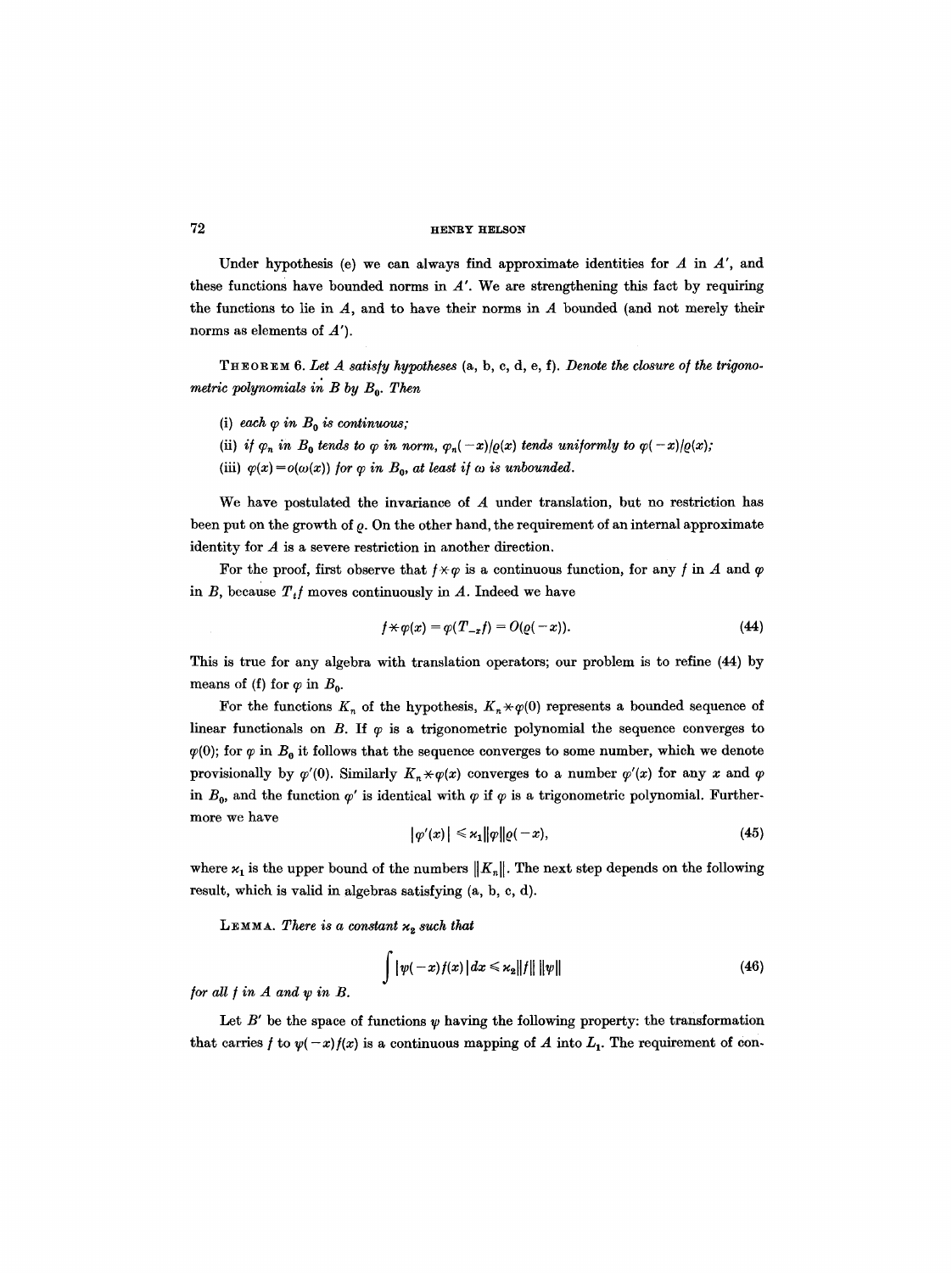Under hypothesis (e) we can always find approximate identities for $A$ in $A'$, and these functions have bounded norms in $A'$. We are strengthening this fact by requiring the functions to lie in $A$, and to have their norms in $A$ bounded (and not merely their norms as elements of $A'$).

THEOREM 6. *Let $A$ satisfy hypotheses* (a, b, c, d, e, f). *Denote the closure of the trigonometric polynomials in $B$ by $B_0$. Then*

(i) *each $\varphi$ in $B_0$ is continuous;*

(ii) *if $\varphi_n$ in $B_0$ tends to $\varphi$ in norm, $\varphi_n(-x)/\varrho(x)$ tends uniformly to $\varphi(-x)/\varrho(x)$;*

(iii) *$\varphi(x) = o(\omega(x))$ for $\varphi$ in $B_0$, at least if $\omega$ is unbounded.*

We have postulated the invariance of $A$ under translation, but no restriction has been put on the growth of $\varrho$. On the other hand, the requirement of an internal approximate identity for $A$ is a severe restriction in another direction.

For the proof, first observe that $f \star \varphi$ is a continuous function, for any $f$ in $A$ and $\varphi$ in $B$, because $T_t f$ moves continuously in $A$. Indeed we have

$$f \star \varphi(x) = \varphi(T_{-x} f) = O(\varrho(-x)). \tag{44}$$

This is true for any algebra with translation operators; our problem is to refine (44) by means of (f) for $\varphi$ in $B_0$.

For the functions $K_n$ of the hypothesis, $K_n \star \varphi(0)$ represents a bounded sequence of linear functionals on $B$. If $\varphi$ is a trigonometric polynomial the sequence converges to $\varphi(0)$; for $\varphi$ in $B_0$ it follows that the sequence converges to some number, which we denote provisionally by $\varphi'(0)$. Similarly $K_n \star \varphi(x)$ converges to a number $\varphi'(x)$ for any $x$ and $\varphi$ in $B_0$, and the function $\varphi'$ is identical with $\varphi$ if $\varphi$ is a trigonometric polynomial. Furthermore we have

$$|\varphi'(x)| \leqslant \varkappa_1 \|\varphi\| \varrho(-x), \tag{45}$$

where $\varkappa_1$ is the upper bound of the numbers $\|K_n\|$. The next step depends on the following result, which is valid in algebras satisfying (a, b, c, d).

LEMMA. *There is a constant $\varkappa_2$ such that*

$$\int |\psi(-x) f(x)| \, dx \leqslant \varkappa_2 \|f\| \, \|\psi\| \tag{46}$$

*for all $f$ in $A$ and $\psi$ in $B$.*

Let $B'$ be the space of functions $\psi$ having the following property: the transformation that carries $f$ to $\psi(-x)f(x)$ is a continuous mapping of $A$ into $L_1$. The requirement of con-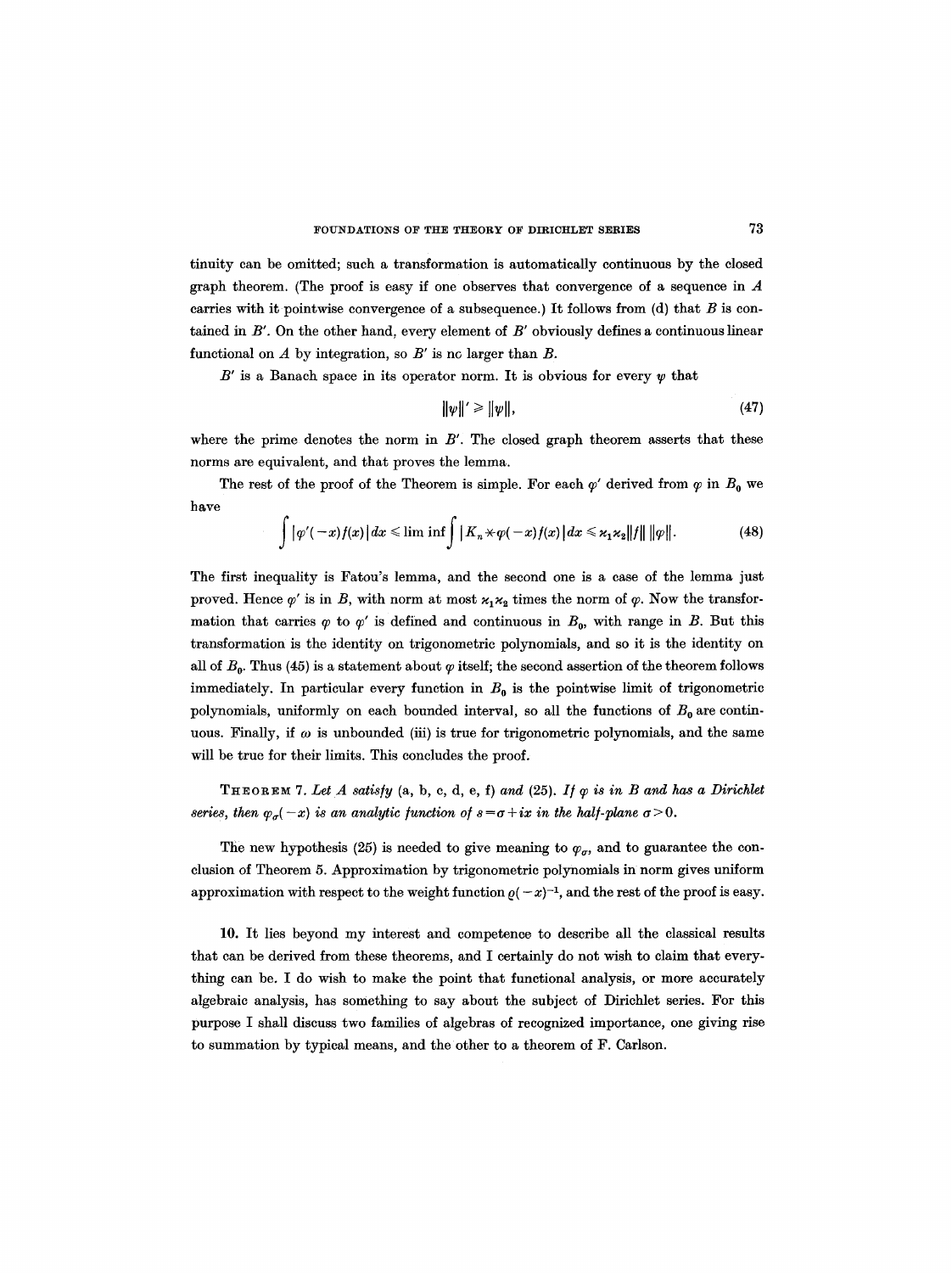tinuity can be omitted; such a transformation is automatically continuous by the closed graph theorem. (The proof is easy if one observes that convergence of a sequence in $A$ carries with it pointwise convergence of a subsequence.) It follows from (d) that $B$ is contained in $B'$. On the other hand, every element of $B'$ obviously defines a continuous linear functional on $A$ by integration, so $B'$ is no larger than $B$.

$B'$ is a Banach space in its operator norm. It is obvious for every $\psi$ that

$$\|\psi\|' \geq \|\psi\|, \tag{47}$$

where the prime denotes the norm in $B'$. The closed graph theorem asserts that these norms are equivalent, and that proves the lemma.

The rest of the proof of the Theorem is simple. For each $\varphi'$ derived from $\varphi$ in $B_0$ we have

$$\int |\varphi'(-x)f(x)|\,dx \leq \liminf \int |K_n * \varphi(-x)f(x)|\,dx \leq \varkappa_1\varkappa_2\|f\|\,\|\varphi\|. \tag{48}$$

The first inequality is Fatou's lemma, and the second one is a case of the lemma just proved. Hence $\varphi'$ is in $B$, with norm at most $\varkappa_1\varkappa_2$ times the norm of $\varphi$. Now the transformation that carries $\varphi$ to $\varphi'$ is defined and continuous in $B_0$, with range in $B$. But this transformation is the identity on trigonometric polynomials, and so it is the identity on all of $B_0$. Thus (45) is a statement about $\varphi$ itself; the second assertion of the theorem follows immediately. In particular every function in $B_0$ is the pointwise limit of trigonometric polynomials, uniformly on each bounded interval, so all the functions of $B_0$ are continuous. Finally, if $\omega$ is unbounded (iii) is true for trigonometric polynomials, and the same will be true for their limits. This concludes the proof.

THEOREM 7. *Let $A$ satisfy* (a, b, c, d, e, f) *and* (25). *If $\varphi$ is in $B$ and has a Dirichlet series, then $\varphi_\sigma(-x)$ is an analytic function of $s=\sigma+ix$ in the half-plane $\sigma>0$.*

The new hypothesis (25) is needed to give meaning to $\varphi_\sigma$, and to guarantee the conclusion of Theorem 5. Approximation by trigonometric polynomials in norm gives uniform approximation with respect to the weight function $\varrho(-x)^{-1}$, and the rest of the proof is easy.

10. It lies beyond my interest and competence to describe all the classical results that can be derived from these theorems, and I certainly do not wish to claim that everything can be. I do wish to make the point that functional analysis, or more accurately algebraic analysis, has something to say about the subject of Dirichlet series. For this purpose I shall discuss two families of algebras of recognized importance, one giving rise to summation by typical means, and the other to a theorem of F. Carlson.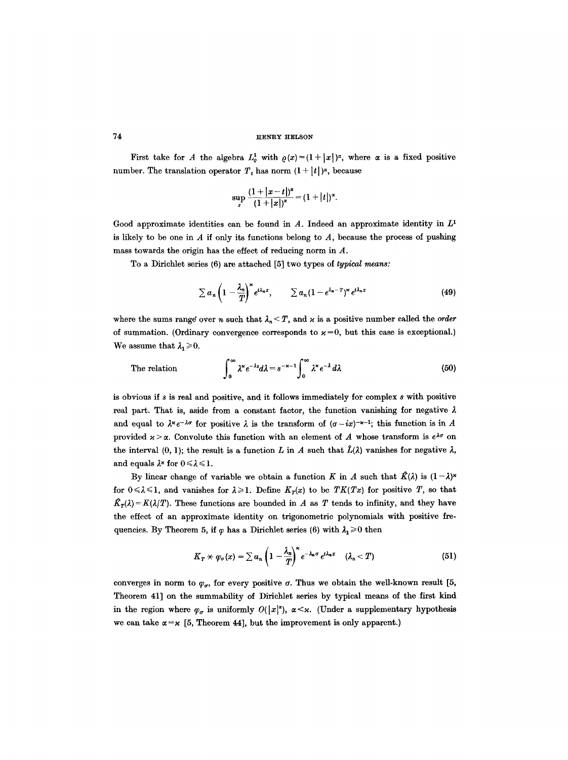First take for $A$ the algebra $L^1_\varrho$ with $\varrho(x) = (1+|x|)^\alpha$, where $\alpha$ is a fixed positive number. The translation operator $T_t$ has norm $(1+|t|)^\alpha$, because

$$\sup_x \frac{(1+|x-t|)^\alpha}{(1+|x|)^\alpha} = (1+|t|)^\alpha.$$

Good approximate identities can be found in $A$. Indeed an approximate identity in $L^1$ is likely to be one in $A$ if only its functions belong to $A$, because the process of pushing mass towards the origin has the effect of reducing norm in $A$.

To a Dirichlet series (6) are attached [5] two types of *typical means:*

$$\sum a_n \left(1 - \frac{\lambda_n}{T}\right)^\varkappa e^{i\lambda_n x}, \qquad \sum a_n (1 - e^{\lambda_n - T})^\varkappa e^{i\lambda_n x} \tag{49}$$

where the sums range over $n$ such that $\lambda_n < T$, and $\varkappa$ is a positive number called the *order* of summation. (Ordinary convergence corresponds to $\varkappa = 0$, but this case is exceptional.) We assume that $\lambda_1 \geq 0$.

The relation
$$\int_0^\infty \lambda^\varkappa e^{-\lambda s} d\lambda = s^{-\varkappa-1} \int_0^\infty \lambda^\varkappa e^{-\lambda} d\lambda \tag{50}$$

is obvious if $s$ is real and positive, and it follows immediately for complex $s$ with positive real part. That is, aside from a constant factor, the function vanishing for negative $\lambda$ and equal to $\lambda^\varkappa e^{-\lambda\sigma}$ for positive $\lambda$ is the transform of $(\sigma - ix)^{-\varkappa-1}$; this function is in $A$ provided $\varkappa > \alpha$. Convolute this function with an element of $A$ whose transform is $e^{\lambda\sigma}$ on the interval $(0, 1)$; the result is a function $L$ in $A$ such that $\hat{L}(\lambda)$ vanishes for negative $\lambda$, and equals $\lambda^\varkappa$ for $0 \leq \lambda \leq 1$.

By linear change of variable we obtain a function $K$ in $A$ such that $\hat{K}(\lambda)$ is $(1-\lambda)^\varkappa$ for $0 \leq \lambda \leq 1$, and vanishes for $\lambda \geq 1$. Define $K_T(x)$ to be $TK(Tx)$ for positive $T$, so that $\hat{K}_T(\lambda) = K(\lambda/T)$. These functions are bounded in $A$ as $T$ tends to infinity, and they have the effect of an approximate identity on trigonometric polynomials with positive frequencies. By Theorem 5, if $\varphi$ has a Dirichlet series (6) with $\lambda_1 \geq 0$ then

$$K_T * \varphi_\sigma(x) = \sum a_n \left(1 - \frac{\lambda_n}{T}\right)^\varkappa e^{-\lambda_n \sigma} e^{i\lambda_n x} \quad (\lambda_n < T) \tag{51}$$

converges in norm to $\varphi_\sigma$, for every positive $\sigma$. Thus we obtain the well-known result [5, Theorem 41] on the summability of Dirichlet series by typical means of the first kind in the region where $\varphi_\sigma$ is uniformly $O(|x|^\alpha)$, $\alpha < \varkappa$. (Under a supplementary hypothesis we can take $\alpha = \varkappa$ [5, Theorem 44], but the improvement is only apparent.)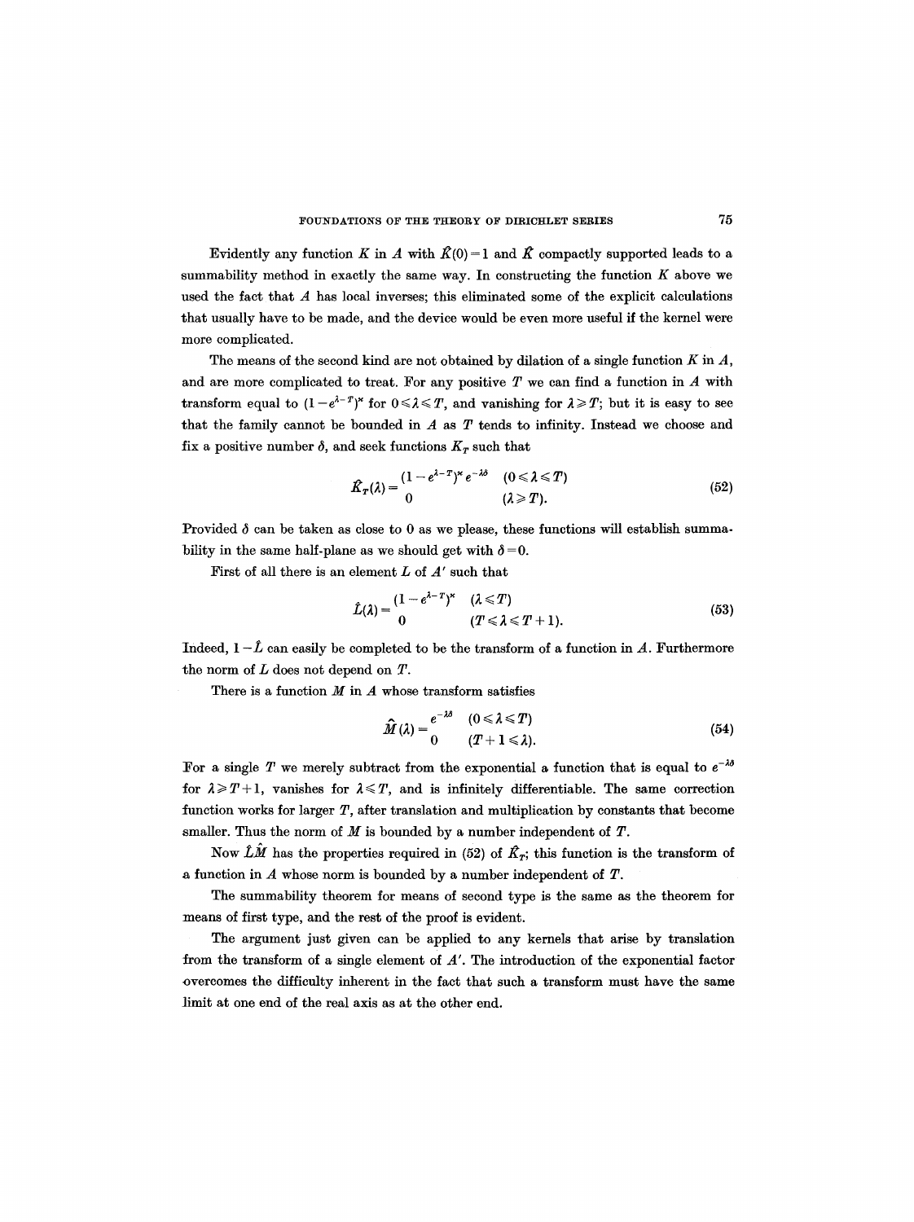Evidently any function $K$ in $A$ with $\hat{K}(0)=1$ and $\hat{K}$ compactly supported leads to a summability method in exactly the same way. In constructing the function $K$ above we used the fact that $A$ has local inverses; this eliminated some of the explicit calculations that usually have to be made, and the device would be even more useful if the kernel were more complicated.

The means of the second kind are not obtained by dilation of a single function $K$ in $A$, and are more complicated to treat. For any positive $T$ we can find a function in $A$ with transform equal to $(1-e^{\lambda-T})^{\varkappa}$ for $0 \leqslant \lambda \leqslant T$, and vanishing for $\lambda \geqslant T$; but it is easy to see that the family cannot be bounded in $A$ as $T$ tends to infinity. Instead we choose and fix a positive number $\delta$, and seek functions $K_T$ such that

$$\hat{K}_T(\lambda) = \begin{matrix} (1-e^{\lambda-T})^{\varkappa} e^{-\lambda\delta} & (0 \leqslant \lambda \leqslant T) \\ 0 & (\lambda \geqslant T). \end{matrix} \tag{52}$$

Provided $\delta$ can be taken as close to 0 as we please, these functions will establish summability in the same half-plane as we should get with $\delta = 0$.

First of all there is an element $L$ of $A'$ such that

$$\hat{L}(\lambda) = \begin{matrix} (1-e^{\lambda-T})^{\varkappa} & (\lambda \leqslant T) \\ 0 & (T \leqslant \lambda \leqslant T+1). \end{matrix} \tag{53}$$

Indeed, $1-\hat{L}$ can easily be completed to be the transform of a function in $A$. Furthermore the norm of $L$ does not depend on $T$.

There is a function $M$ in $A$ whose transform satisfies

$$\hat{M}(\lambda) = \begin{matrix} e^{-\lambda\delta} & (0 \leqslant \lambda \leqslant T) \\ 0 & (T+1 \leqslant \lambda). \end{matrix} \tag{54}$$

For a single $T$ we merely subtract from the exponential a function that is equal to $e^{-\lambda\delta}$ for $\lambda \geqslant T+1$, vanishes for $\lambda \leqslant T$, and is infinitely differentiable. The same correction function works for larger $T$, after translation and multiplication by constants that become smaller. Thus the norm of $M$ is bounded by a number independent of $T$.

Now $\hat{L}\hat{M}$ has the properties required in (52) of $\hat{K}_T$; this function is the transform of a function in $A$ whose norm is bounded by a number independent of $T$.

The summability theorem for means of second type is the same as the theorem for means of first type, and the rest of the proof is evident.

The argument just given can be applied to any kernels that arise by translation from the transform of a single element of $A'$. The introduction of the exponential factor overcomes the difficulty inherent in the fact that such a transform must have the same limit at one end of the real axis as at the other end.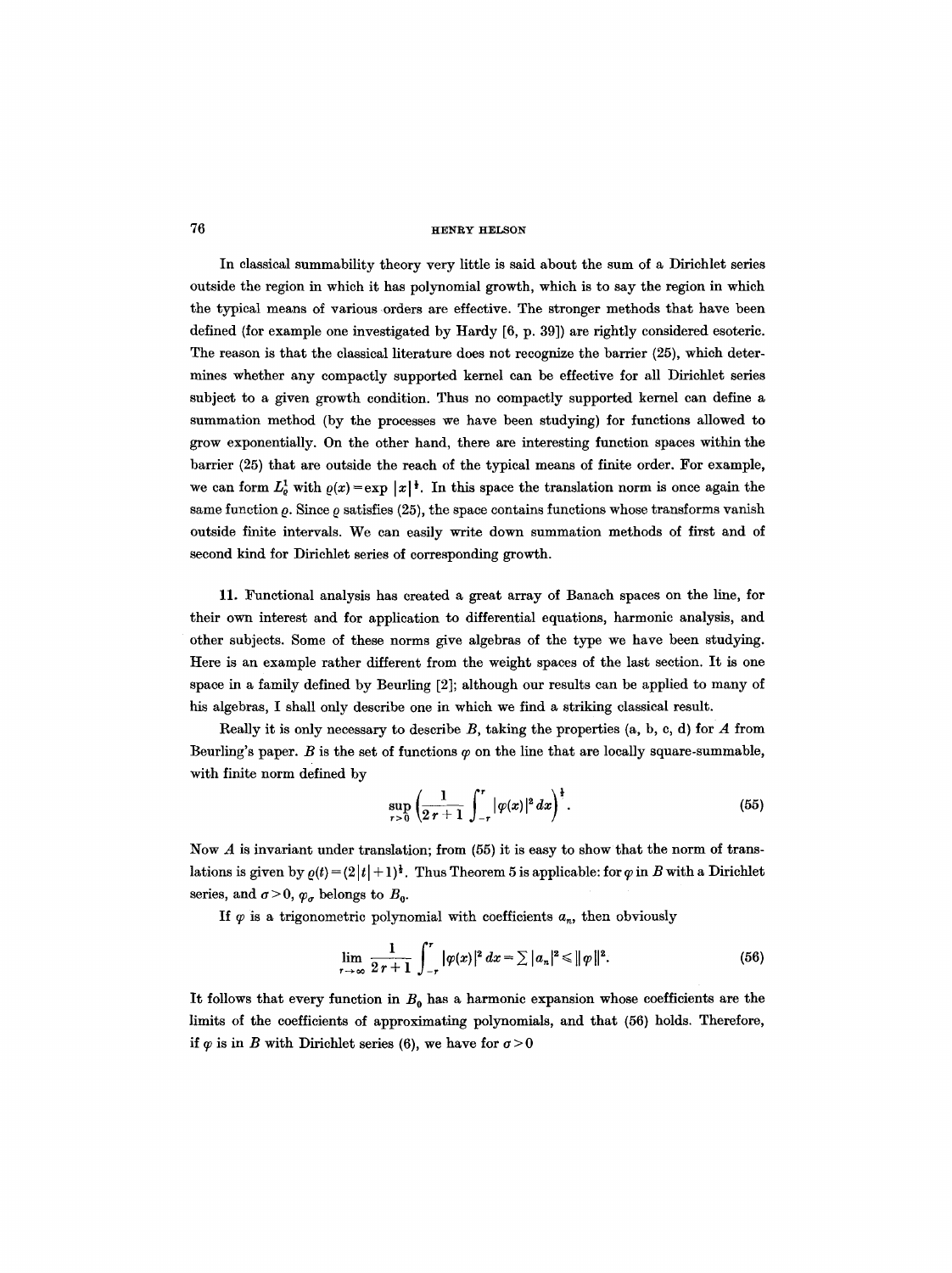In classical summability theory very little is said about the sum of a Dirichlet series outside the region in which it has polynomial growth, which is to say the region in which the typical means of various orders are effective. The stronger methods that have been defined (for example one investigated by Hardy [6, p. 39]) are rightly considered esoteric. The reason is that the classical literature does not recognize the barrier (25), which determines whether any compactly supported kernel can be effective for all Dirichlet series subject to a given growth condition. Thus no compactly supported kernel can define a summation method (by the processes we have been studying) for functions allowed to grow exponentially. On the other hand, there are interesting function spaces within the barrier (25) that are outside the reach of the typical means of finite order. For example, we can form $L^1_\varrho$ with $\varrho(x) = \exp |x|^{\frac{1}{2}}$. In this space the translation norm is once again the same function $\varrho$. Since $\varrho$ satisfies (25), the space contains functions whose transforms vanish outside finite intervals. We can easily write down summation methods of first and of second kind for Dirichlet series of corresponding growth.

**11.** Functional analysis has created a great array of Banach spaces on the line, for their own interest and for application to differential equations, harmonic analysis, and other subjects. Some of these norms give algebras of the type we have been studying. Here is an example rather different from the weight spaces of the last section. It is one space in a family defined by Beurling [2]; although our results can be applied to many of his algebras, I shall only describe one in which we find a striking classical result.

Really it is only necessary to describe $B$, taking the properties (a, b, c, d) for $A$ from Beurling's paper. $B$ is the set of functions $\varphi$ on the line that are locally square-summable, with finite norm defined by

$$\sup_{r>0} \left( \frac{1}{2r+1} \int_{-r}^{r} |\varphi(x)|^2 \, dx \right)^{\frac{1}{2}}. \tag{55}$$

Now $A$ is invariant under translation; from (55) it is easy to show that the norm of translations is given by $\varrho(t) = (2|t|+1)^{\frac{1}{2}}$. Thus Theorem 5 is applicable: for $\varphi$ in $B$ with a Dirichlet series, and $\sigma > 0$, $\varphi_\sigma$ belongs to $B_0$.

If $\varphi$ is a trigonometric polynomial with coefficients $a_n$, then obviously

$$\lim_{r \to \infty} \frac{1}{2r+1} \int_{-r}^{r} |\varphi(x)|^2 \, dx = \sum |a_n|^2 \leqslant \|\varphi\|^2. \tag{56}$$

It follows that every function in $B_0$ has a harmonic expansion whose coefficients are the limits of the coefficients of approximating polynomials, and that (56) holds. Therefore, if $\varphi$ is in $B$ with Dirichlet series (6), we have for $\sigma > 0$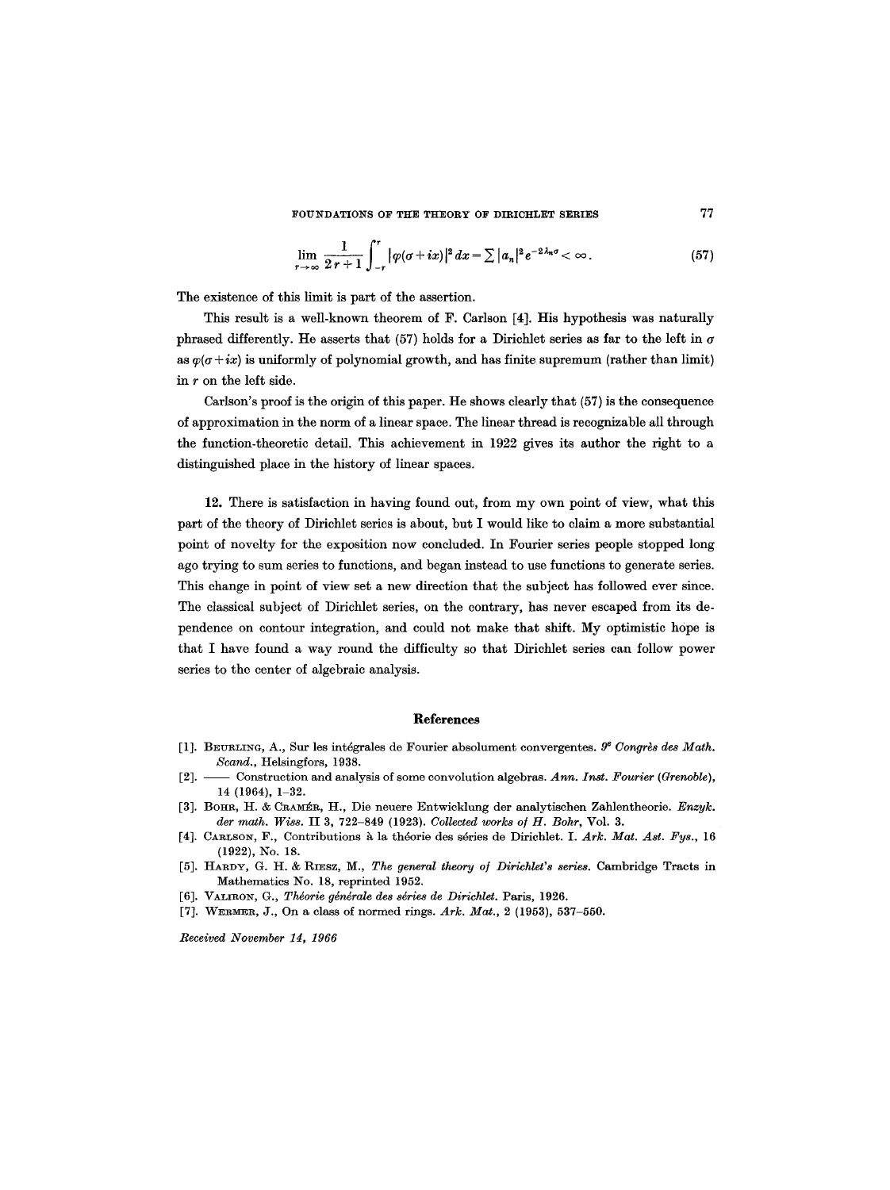$$\lim_{r\to\infty} \frac{1}{2r+1}\int_{-r}^{r} |\varphi(\sigma+ix)|^2\,dx = \sum |a_n|^2 e^{-2\lambda_n\sigma} < \infty. \tag{57}$$

The existence of this limit is part of the assertion.

This result is a well-known theorem of F. Carlson [4]. His hypothesis was naturally phrased differently. He asserts that (57) holds for a Dirichlet series as far to the left in $\sigma$ as $\varphi(\sigma+ix)$ is uniformly of polynomial growth, and has finite supremum (rather than limit) in $r$ on the left side.

Carlson's proof is the origin of this paper. He shows clearly that (57) is the consequence of approximation in the norm of a linear space. The linear thread is recognizable all through the function-theoretic detail. This achievement in 1922 gives its author the right to a distinguished place in the history of linear spaces.

**12.** There is satisfaction in having found out, from my own point of view, what this part of the theory of Dirichlet series is about, but I would like to claim a more substantial point of novelty for the exposition now concluded. In Fourier series people stopped long ago trying to sum series to functions, and began instead to use functions to generate series. This change in point of view set a new direction that the subject has followed ever since. The classical subject of Dirichlet series, on the contrary, has never escaped from its dependence on contour integration, and could not make that shift. My optimistic hope is that I have found a way round the difficulty so that Dirichlet series can follow power series to the center of algebraic analysis.

## References

[1]. Beurling, A., Sur les intégrales de Fourier absolument convergentes. *9e Congrès des Math. Scand.*, Helsingfors, 1938.

[2]. —— Construction and analysis of some convolution algebras. *Ann. Inst. Fourier (Grenoble)*, 14 (1964), 1–32.

[3]. Bohr, H. & Cramér, H., Die neuere Entwicklung der analytischen Zahlentheorie. *Enzyk. der math. Wiss.* II 3, 722–849 (1923). *Collected works of H. Bohr*, Vol. 3.

[4]. Carlson, F., Contributions à la théorie des séries de Dirichlet. I. *Ark. Mat. Ast. Fys.*, 16 (1922), No. 18.

[5]. Hardy, G. H. & Riesz, M., *The general theory of Dirichlet's series.* Cambridge Tracts in Mathematics No. 18, reprinted 1952.

[6]. Valiron, G., *Théorie générale des séries de Dirichlet.* Paris, 1926.

[7]. Wermer, J., On a class of normed rings. *Ark. Mat.*, 2 (1953), 537–550.

*Received November 14, 1966*